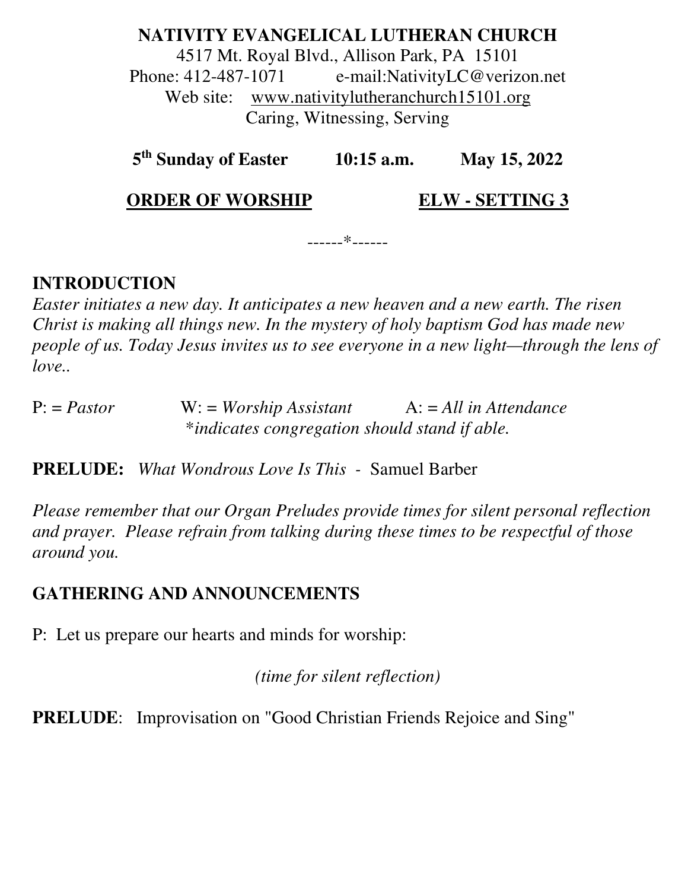**NATIVITY EVANGELICAL LUTHERAN CHURCH**
4517 Mt. Royal Blvd., Allison Park, PA 15101
Phone: 412-487-1071 e-mail:NativityLC@verizon.net
Web site: www.nativitylutheranchurch15101.org
Caring, Witnessing, Serving

**5th Sunday of Easter 10:15 a.m. May 15, 2022**

**ORDER OF WORSHIP ELW - SETTING 3**

------*------

## INTRODUCTION

*Easter initiates a new day. It anticipates a new heaven and a new earth. The risen Christ is making all things new. In the mystery of holy baptism God has made new people of us. Today Jesus invites us to see everyone in a new light—through the lens of love..*

P: = *Pastor* W: = *Worship Assistant* A: = *All in Attendance*
*\*indicates congregation should stand if able.*

**PRELUDE:** *What Wondrous Love Is This* - Samuel Barber

*Please remember that our Organ Preludes provide times for silent personal reflection and prayer. Please refrain from talking during these times to be respectful of those around you.*

## GATHERING AND ANNOUNCEMENTS

P: Let us prepare our hearts and minds for worship:

*(time for silent reflection)*

**PRELUDE**: Improvisation on "Good Christian Friends Rejoice and Sing"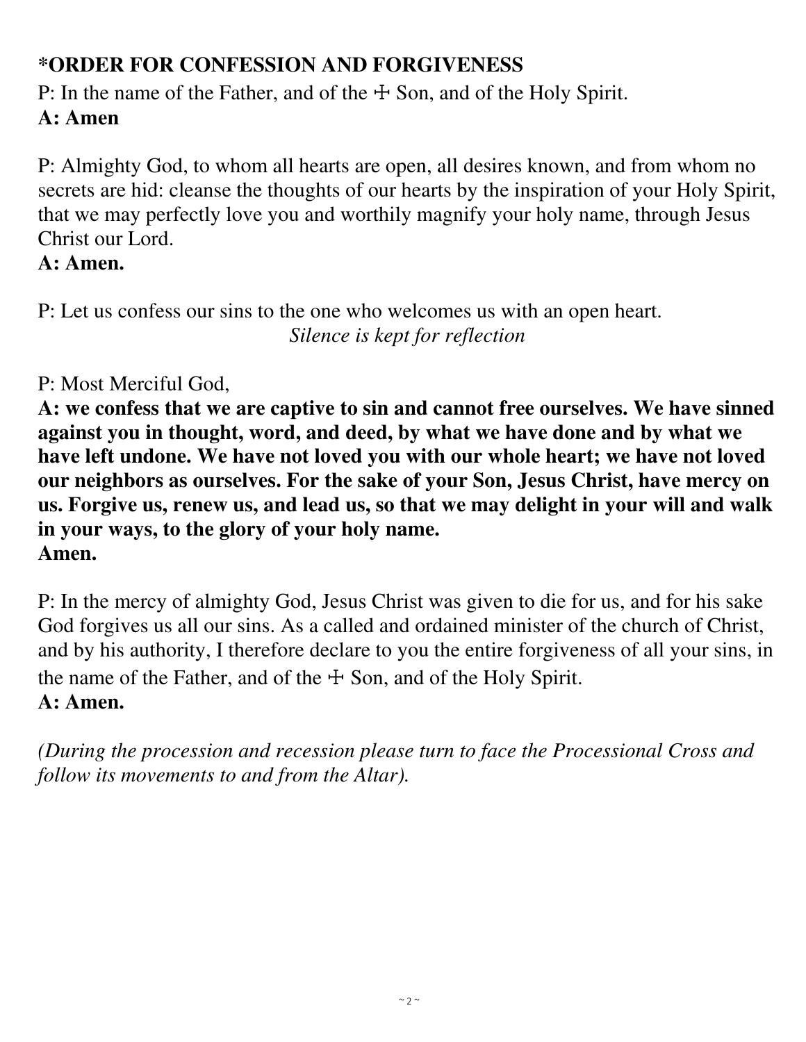## *ORDER FOR CONFESSION AND FORGIVENESS

P: In the name of the Father, and of the ☩ Son, and of the Holy Spirit.
**A: Amen**

P: Almighty God, to whom all hearts are open, all desires known, and from whom no secrets are hid: cleanse the thoughts of our hearts by the inspiration of your Holy Spirit, that we may perfectly love you and worthily magnify your holy name, through Jesus Christ our Lord.
**A: Amen.**

P: Let us confess our sins to the one who welcomes us with an open heart.

*Silence is kept for reflection*

P: Most Merciful God,
**A: we confess that we are captive to sin and cannot free ourselves. We have sinned against you in thought, word, and deed, by what we have done and by what we have left undone. We have not loved you with our whole heart; we have not loved our neighbors as ourselves. For the sake of your Son, Jesus Christ, have mercy on us. Forgive us, renew us, and lead us, so that we may delight in your will and walk in your ways, to the glory of your holy name.**
**Amen.**

P: In the mercy of almighty God, Jesus Christ was given to die for us, and for his sake God forgives us all our sins. As a called and ordained minister of the church of Christ, and by his authority, I therefore declare to you the entire forgiveness of all your sins, in the name of the Father, and of the ☩ Son, and of the Holy Spirit.
**A: Amen.**

*(During the procession and recession please turn to face the Processional Cross and follow its movements to and from the Altar).*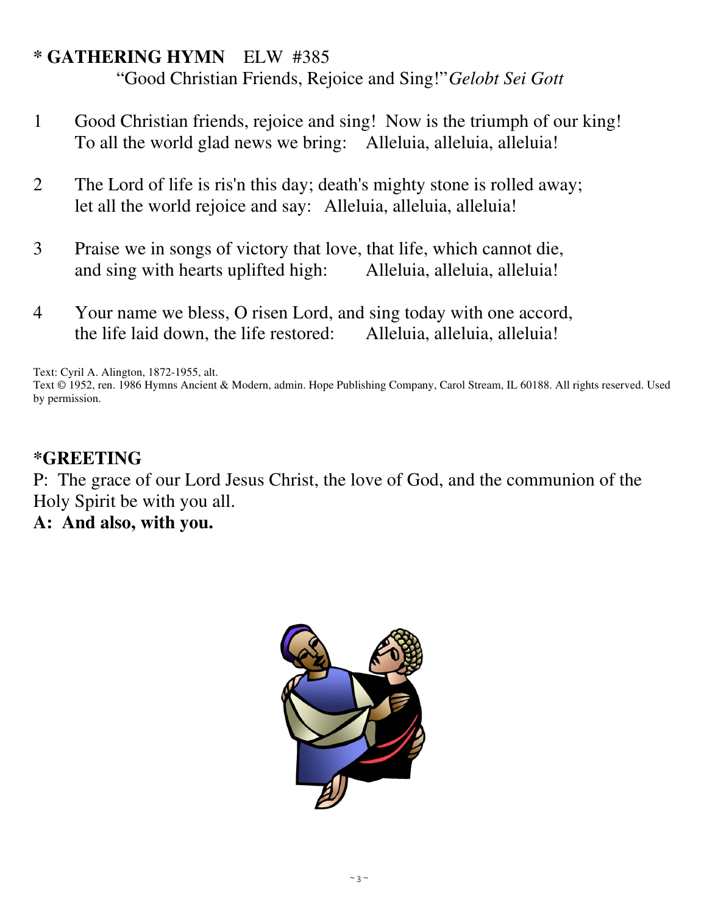**\* GATHERING HYMN** ELW #385
"Good Christian Friends, Rejoice and Sing!" *Gelobt Sei Gott*

1 Good Christian friends, rejoice and sing! Now is the triumph of our king!
To all the world glad news we bring: Alleluia, alleluia, alleluia!

2 The Lord of life is ris'n this day; death's mighty stone is rolled away;
let all the world rejoice and say: Alleluia, alleluia, alleluia!

3 Praise we in songs of victory that love, that life, which cannot die,
and sing with hearts uplifted high: Alleluia, alleluia, alleluia!

4 Your name we bless, O risen Lord, and sing today with one accord,
the life laid down, the life restored: Alleluia, alleluia, alleluia!

Text: Cyril A. Alington, 1872-1955, alt.
Text © 1952, ren. 1986 Hymns Ancient & Modern, admin. Hope Publishing Company, Carol Stream, IL 60188. All rights reserved. Used by permission.

**\*GREETING**

P: The grace of our Lord Jesus Christ, the love of God, and the communion of the Holy Spirit be with you all.

**A: And also, with you.**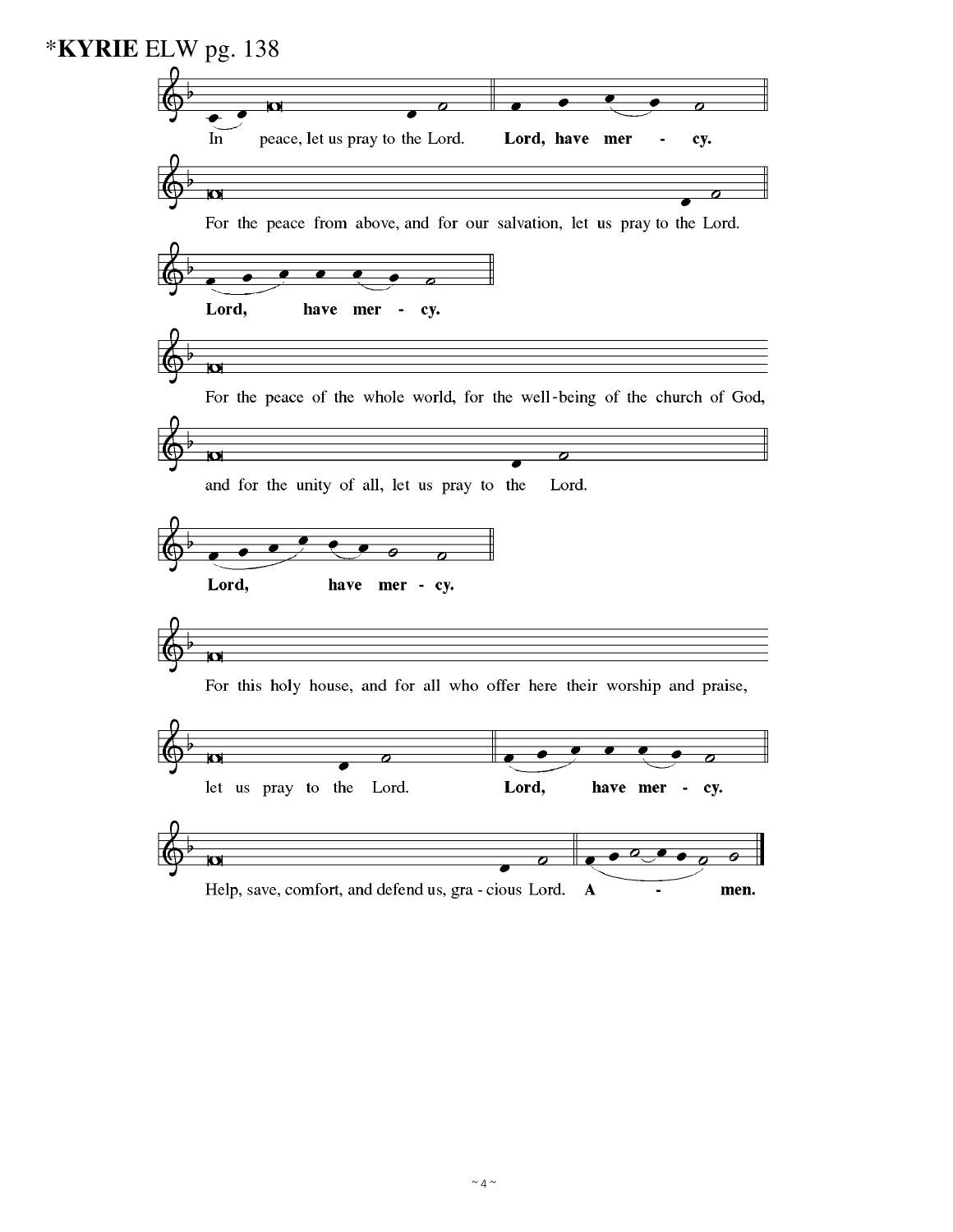# *KYRIE ELW pg. 138

In peace, let us pray to the Lord. **Lord, have mer - cy.**

For the peace from above, and for our salvation, let us pray to the Lord.

**Lord, have mer - cy.**

For the peace of the whole world, for the well-being of the church of God,

and for the unity of all, let us pray to the Lord.

**Lord, have mer - cy.**

For this holy house, and for all who offer here their worship and praise,

let us pray to the Lord. **Lord, have mer - cy.**

Help, save, comfort, and defend us, gra - cious Lord. **A - men.**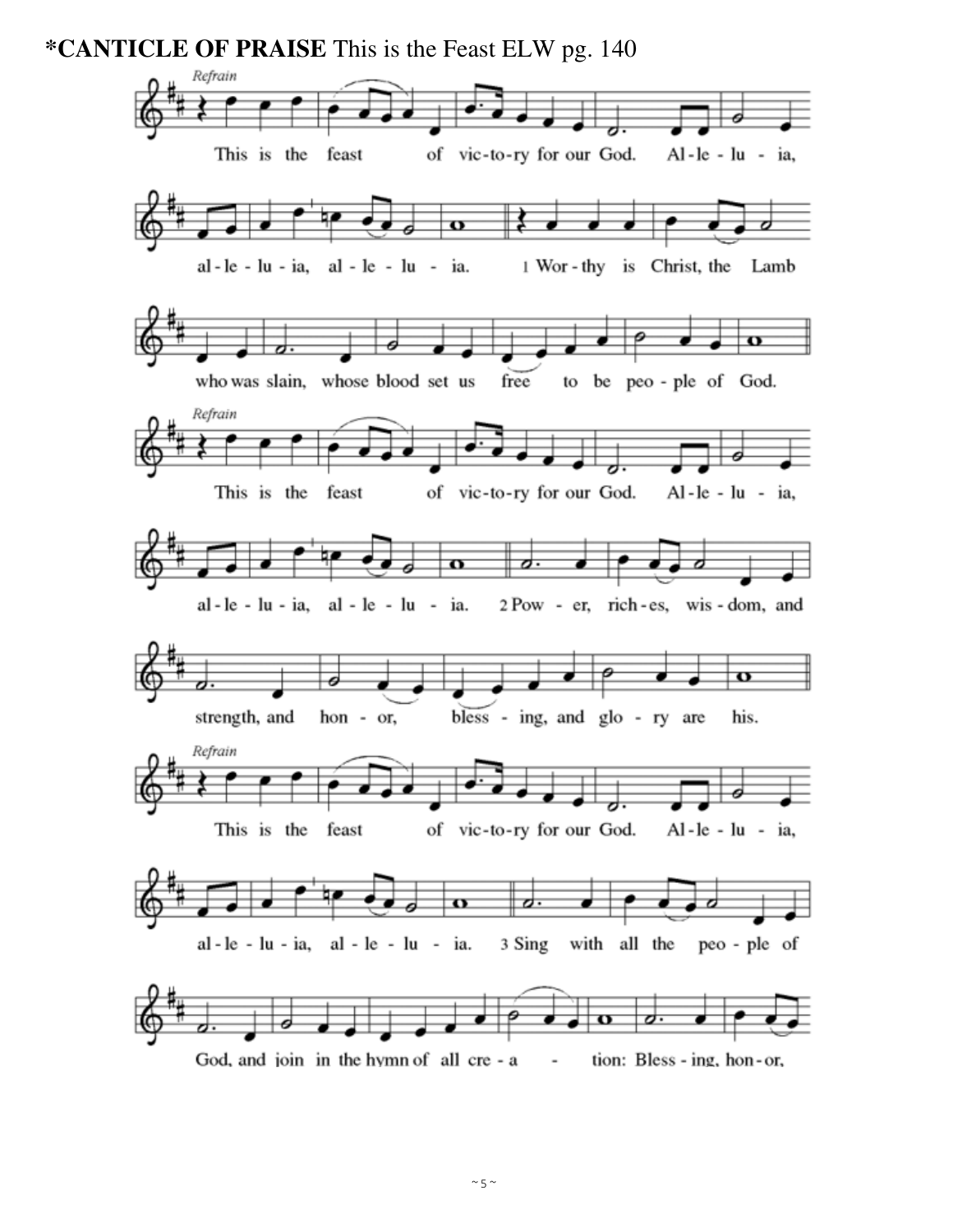**\*CANTICLE OF PRAISE** This is the Feast ELW pg. 140

*Refrain*

This is the feast of vic-to-ry for our God. Al-le-lu-ia, al-le-lu-ia, al-le-lu-ia.

1 Wor-thy is Christ, the Lamb who was slain, whose blood set us free to be peo-ple of God.

*Refrain*

This is the feast of vic-to-ry for our God. Al-le-lu-ia, al-le-lu-ia, al-le-lu-ia.

2 Pow-er, rich-es, wis-dom, and strength, and hon-or, bless-ing, and glo-ry are his.

*Refrain*

This is the feast of vic-to-ry for our God. Al-le-lu-ia, al-le-lu-ia, al-le-lu-ia.

3 Sing with all the peo-ple of God, and join in the hymn of all cre-a-tion: Bless-ing, hon-or,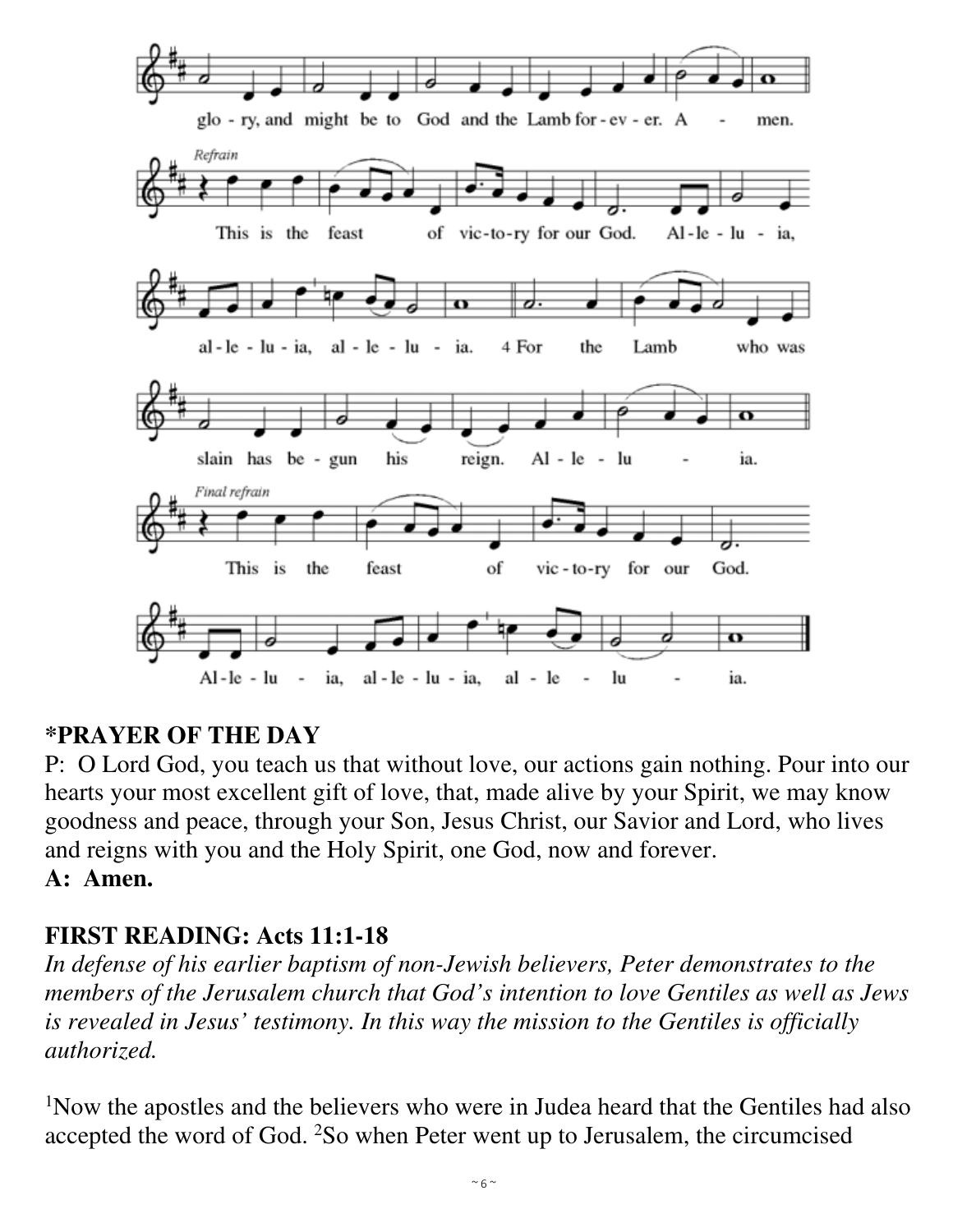glo - ry, and might be to God and the Lamb for - ev - er. A - men.

*Refrain*

This is the feast of vic-to-ry for our God. Al-le - lu - ia, al - le - lu - ia, al - le - lu - ia.

4 For the Lamb who was slain has be - gun his reign. Al - le - lu - ia.

*Final refrain*

This is the feast of vic - to-ry for our God. Al-le - lu - ia, al - le - lu - ia, al - le - lu - ia.

## *PRAYER OF THE DAY

P: O Lord God, you teach us that without love, our actions gain nothing. Pour into our hearts your most excellent gift of love, that, made alive by your Spirit, we may know goodness and peace, through your Son, Jesus Christ, our Savior and Lord, who lives and reigns with you and the Holy Spirit, one God, now and forever.

**A: Amen.**

## FIRST READING: Acts 11:1-18

*In defense of his earlier baptism of non-Jewish believers, Peter demonstrates to the members of the Jerusalem church that God's intention to love Gentiles as well as Jews is revealed in Jesus' testimony. In this way the mission to the Gentiles is officially authorized.*

[1]Now the apostles and the believers who were in Judea heard that the Gentiles had also accepted the word of God. [2]So when Peter went up to Jerusalem, the circumcised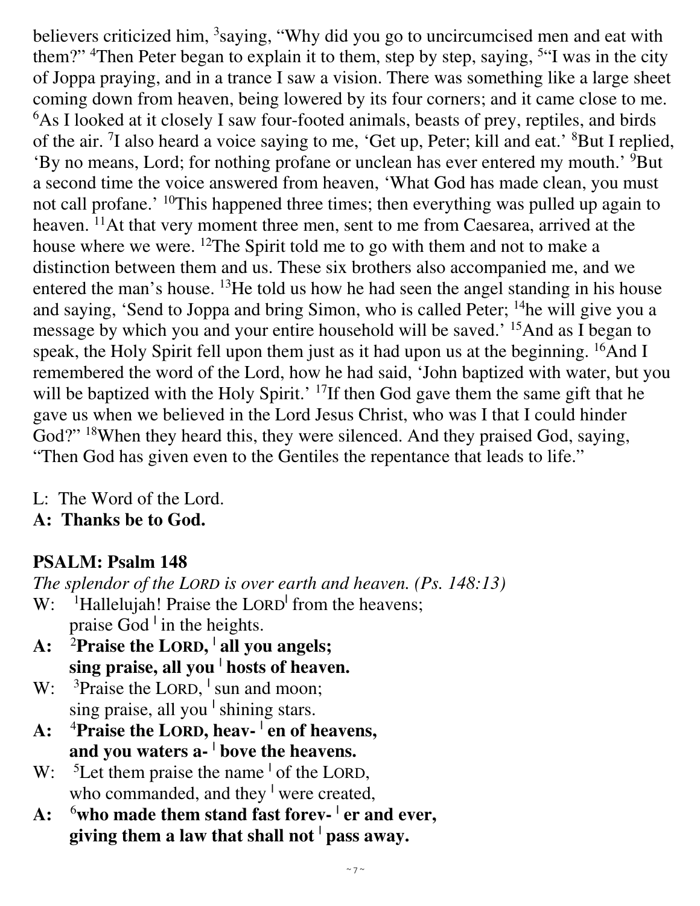believers criticized him, [3]saying, “Why did you go to uncircumcised men and eat with them?” [4]Then Peter began to explain it to them, step by step, saying, [5]“I was in the city of Joppa praying, and in a trance I saw a vision. There was something like a large sheet coming down from heaven, being lowered by its four corners; and it came close to me. [6]As I looked at it closely I saw four-footed animals, beasts of prey, reptiles, and birds of the air. [7]I also heard a voice saying to me, ‘Get up, Peter; kill and eat.’ [8]But I replied, ‘By no means, Lord; for nothing profane or unclean has ever entered my mouth.’ [9]But a second time the voice answered from heaven, ‘What God has made clean, you must not call profane.’ [10]This happened three times; then everything was pulled up again to heaven. [11]At that very moment three men, sent to me from Caesarea, arrived at the house where we were. [12]The Spirit told me to go with them and not to make a distinction between them and us. These six brothers also accompanied me, and we entered the man’s house. [13]He told us how he had seen the angel standing in his house and saying, ‘Send to Joppa and bring Simon, who is called Peter; [14]he will give you a message by which you and your entire household will be saved.’ [15]And as I began to speak, the Holy Spirit fell upon them just as it had upon us at the beginning. [16]And I remembered the word of the Lord, how he had said, ‘John baptized with water, but you will be baptized with the Holy Spirit.’ [17]If then God gave them the same gift that he gave us when we believed in the Lord Jesus Christ, who was I that I could hinder God?” [18]When they heard this, they were silenced. And they praised God, saying, “Then God has given even to the Gentiles the repentance that leads to life.”

L: The Word of the Lord.
**A: Thanks be to God.**

**PSALM: Psalm 148**

*The splendor of the LORD is over earth and heaven. (Ps. 148:13)*

W: [1]Hallelujah! Praise the LORD | from the heavens;
praise God | in the heights.

**A: [2]Praise the LORD, | all you angels;**
**sing praise, all you | hosts of heaven.**

W: [3]Praise the LORD, | sun and moon;
sing praise, all you | shining stars.

**A: [4]Praise the LORD, heav- | en of heavens,**
**and you waters a- | bove the heavens.**

W: [5]Let them praise the name | of the LORD,
who commanded, and they | were created,

**A: [6]who made them stand fast forev- | er and ever,**
**giving them a law that shall not | pass away.**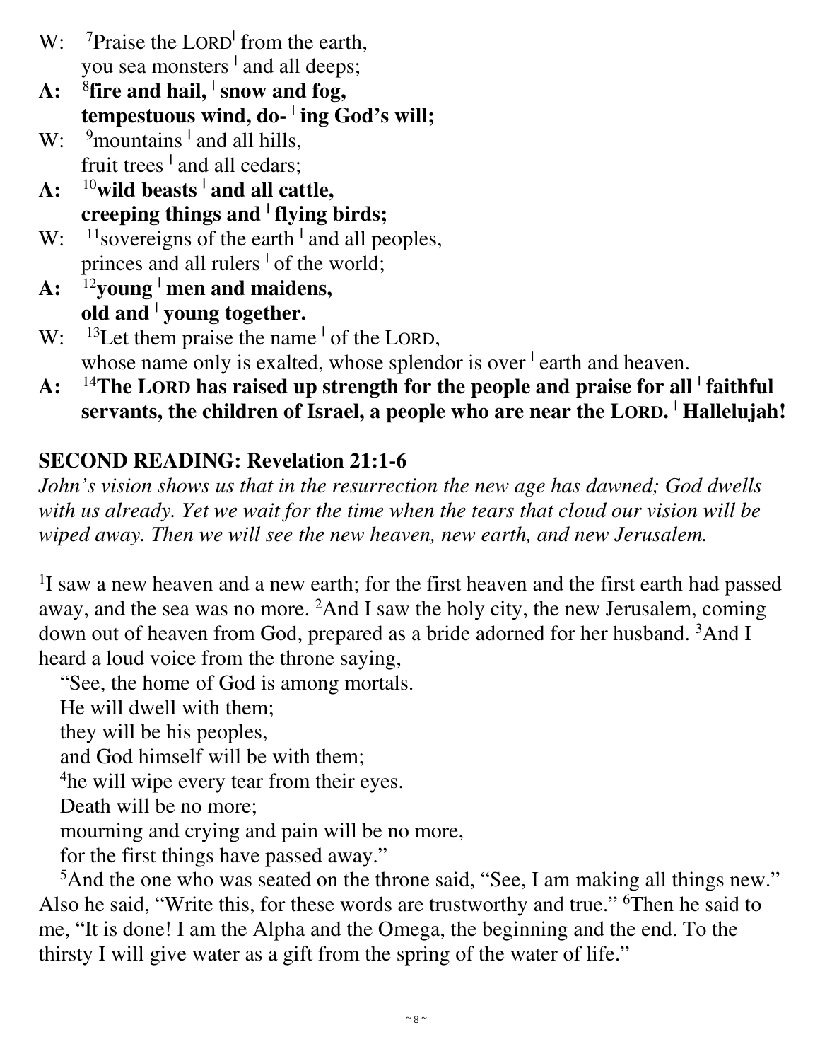W: [7]Praise the LORD| from the earth,
you sea monsters | and all deeps;

**A: [8]fire and hail, | snow and fog,
tempestuous wind, do- | ing God's will;**

W: [9]mountains | and all hills,
fruit trees | and all cedars;

**A: [10]wild beasts | and all cattle,
creeping things and | flying birds;**

W: [11]sovereigns of the earth | and all peoples,
princes and all rulers | of the world;

**A: [12]young | men and maidens,
old and | young together.**

W: [13]Let them praise the name | of the LORD,
whose name only is exalted, whose splendor is over | earth and heaven.

**A: [14]The LORD has raised up strength for the people and praise for all | faithful servants, the children of Israel, a people who are near the LORD. | Hallelujah!**

## SECOND READING: Revelation 21:1-6

*John's vision shows us that in the resurrection the new age has dawned; God dwells with us already. Yet we wait for the time when the tears that cloud our vision will be wiped away. Then we will see the new heaven, new earth, and new Jerusalem.*

[1]I saw a new heaven and a new earth; for the first heaven and the first earth had passed away, and the sea was no more. [2]And I saw the holy city, the new Jerusalem, coming down out of heaven from God, prepared as a bride adorned for her husband. [3]And I heard a loud voice from the throne saying,

"See, the home of God is among mortals.
He will dwell with them;
they will be his peoples,
and God himself will be with them;
[4]he will wipe every tear from their eyes.
Death will be no more;
mourning and crying and pain will be no more,
for the first things have passed away."

[5]And the one who was seated on the throne said, "See, I am making all things new." Also he said, "Write this, for these words are trustworthy and true." [6]Then he said to me, "It is done! I am the Alpha and the Omega, the beginning and the end. To the thirsty I will give water as a gift from the spring of the water of life."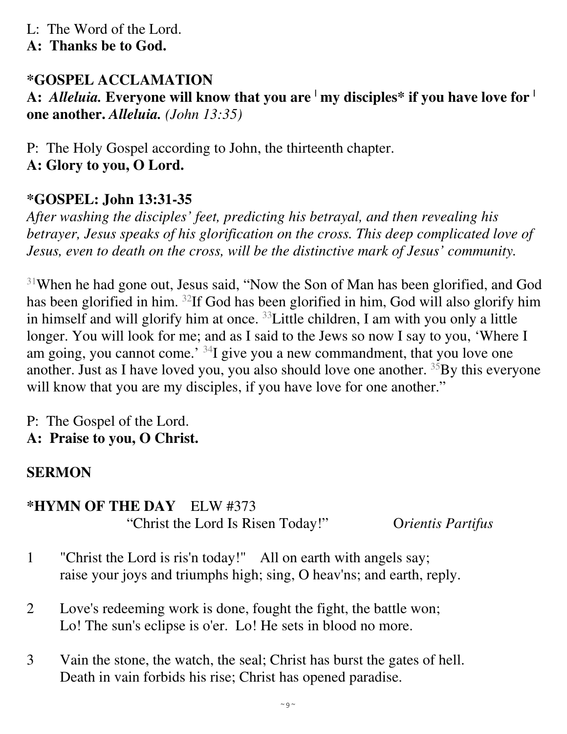L: The Word of the Lord.
**A: Thanks be to God.**

**\*GOSPEL ACCLAMATION**

**A:** ***Alleluia.*** **Everyone will know that you are | my disciples\* if you have love for | one another.** ***Alleluia.*** *(John 13:35)*

P: The Holy Gospel according to John, the thirteenth chapter.
**A: Glory to you, O Lord.**

**\*GOSPEL: John 13:31-35**

*After washing the disciples' feet, predicting his betrayal, and then revealing his betrayer, Jesus speaks of his glorification on the cross. This deep complicated love of Jesus, even to death on the cross, will be the distinctive mark of Jesus' community.*

[31]When he had gone out, Jesus said, "Now the Son of Man has been glorified, and God has been glorified in him. [32]If God has been glorified in him, God will also glorify him in himself and will glorify him at once. [33]Little children, I am with you only a little longer. You will look for me; and as I said to the Jews so now I say to you, 'Where I am going, you cannot come.' [34]I give you a new commandment, that you love one another. Just as I have loved you, you also should love one another. [35]By this everyone will know that you are my disciples, if you have love for one another."

P: The Gospel of the Lord.
**A: Praise to you, O Christ.**

**SERMON**

**\*HYMN OF THE DAY** ELW #373
"Christ the Lord Is Risen Today!" O*rientis Partifus*

1 "Christ the Lord is ris'n today!" All on earth with angels say;
raise your joys and triumphs high; sing, O heav'ns; and earth, reply.

2 Love's redeeming work is done, fought the fight, the battle won;
Lo! The sun's eclipse is o'er. Lo! He sets in blood no more.

3 Vain the stone, the watch, the seal; Christ has burst the gates of hell.
Death in vain forbids his rise; Christ has opened paradise.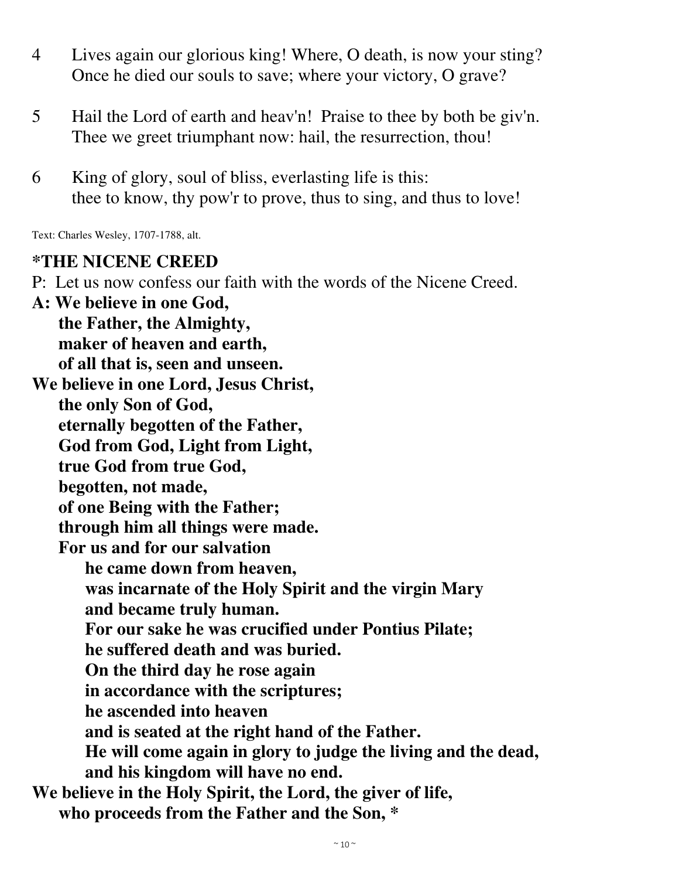4 Lives again our glorious king! Where, O death, is now your sting?
Once he died our souls to save; where your victory, O grave?

5 Hail the Lord of earth and heav'n! Praise to thee by both be giv'n.
Thee we greet triumphant now: hail, the resurrection, thou!

6 King of glory, soul of bliss, everlasting life is this:
thee to know, thy pow'r to prove, thus to sing, and thus to love!

Text: Charles Wesley, 1707-1788, alt.

## *THE NICENE CREED

P: Let us now confess our faith with the words of the Nicene Creed.

**A: We believe in one God,**
**the Father, the Almighty,**
**maker of heaven and earth,**
**of all that is, seen and unseen.**
**We believe in one Lord, Jesus Christ,**
**the only Son of God,**
**eternally begotten of the Father,**
**God from God, Light from Light,**
**true God from true God,**
**begotten, not made,**
**of one Being with the Father;**
**through him all things were made.**
**For us and for our salvation**
**he came down from heaven,**
**was incarnate of the Holy Spirit and the virgin Mary**
**and became truly human.**
**For our sake he was crucified under Pontius Pilate;**
**he suffered death and was buried.**
**On the third day he rose again**
**in accordance with the scriptures;**
**he ascended into heaven**
**and is seated at the right hand of the Father.**
**He will come again in glory to judge the living and the dead,**
**and his kingdom will have no end.**
**We believe in the Holy Spirit, the Lord, the giver of life,**
**who proceeds from the Father and the Son, ***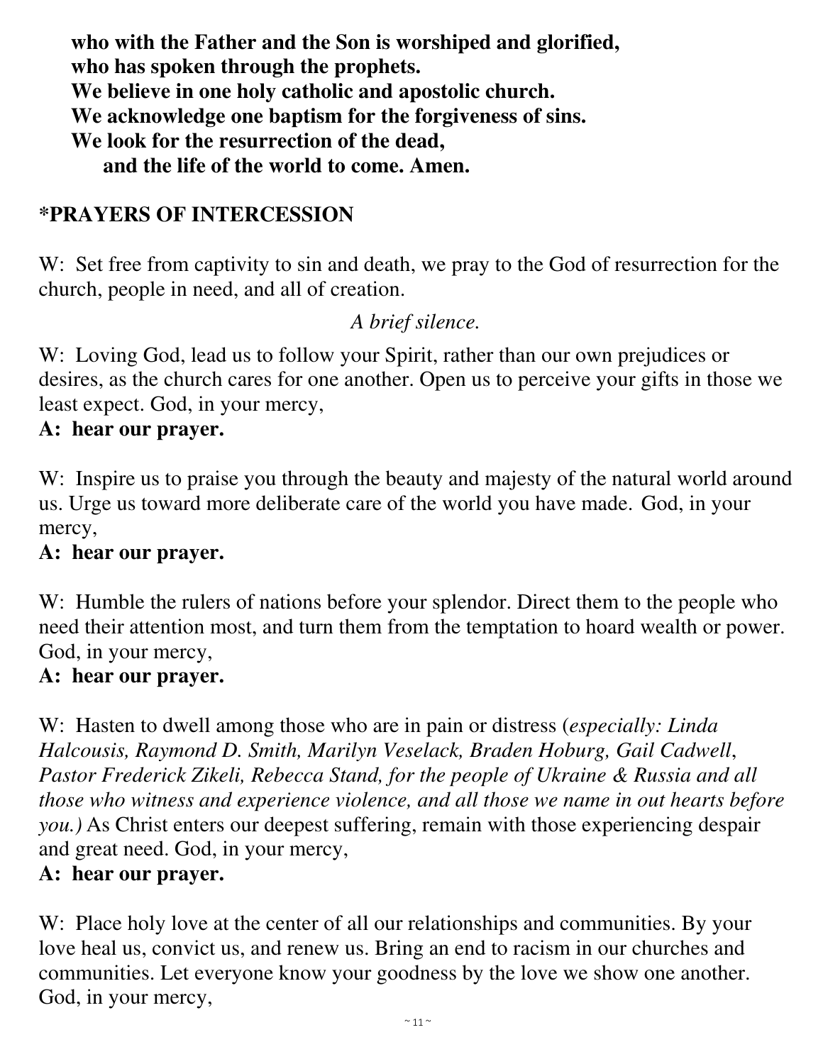**who with the Father and the Son is worshiped and glorified,**
**who has spoken through the prophets.**
**We believe in one holy catholic and apostolic church.**
**We acknowledge one baptism for the forgiveness of sins.**
**We look for the resurrection of the dead,**
**and the life of the world to come. Amen.**

## *PRAYERS OF INTERCESSION

W: Set free from captivity to sin and death, we pray to the God of resurrection for the church, people in need, and all of creation.

*A brief silence.*

W: Loving God, lead us to follow your Spirit, rather than our own prejudices or desires, as the church cares for one another. Open us to perceive your gifts in those we least expect. God, in your mercy,
**A: hear our prayer.**

W: Inspire us to praise you through the beauty and majesty of the natural world around us. Urge us toward more deliberate care of the world you have made. God, in your mercy,
**A: hear our prayer.**

W: Humble the rulers of nations before your splendor. Direct them to the people who need their attention most, and turn them from the temptation to hoard wealth or power. God, in your mercy,
**A: hear our prayer.**

W: Hasten to dwell among those who are in pain or distress (*especially: Linda Halcousis, Raymond D. Smith, Marilyn Veselack, Braden Hoburg, Gail Cadwell, Pastor Frederick Zikeli, Rebecca Stand, for the people of Ukraine & Russia and all those who witness and experience violence, and all those we name in out hearts before you.)* As Christ enters our deepest suffering, remain with those experiencing despair and great need. God, in your mercy,
**A: hear our prayer.**

W: Place holy love at the center of all our relationships and communities. By your love heal us, convict us, and renew us. Bring an end to racism in our churches and communities. Let everyone know your goodness by the love we show one another. God, in your mercy,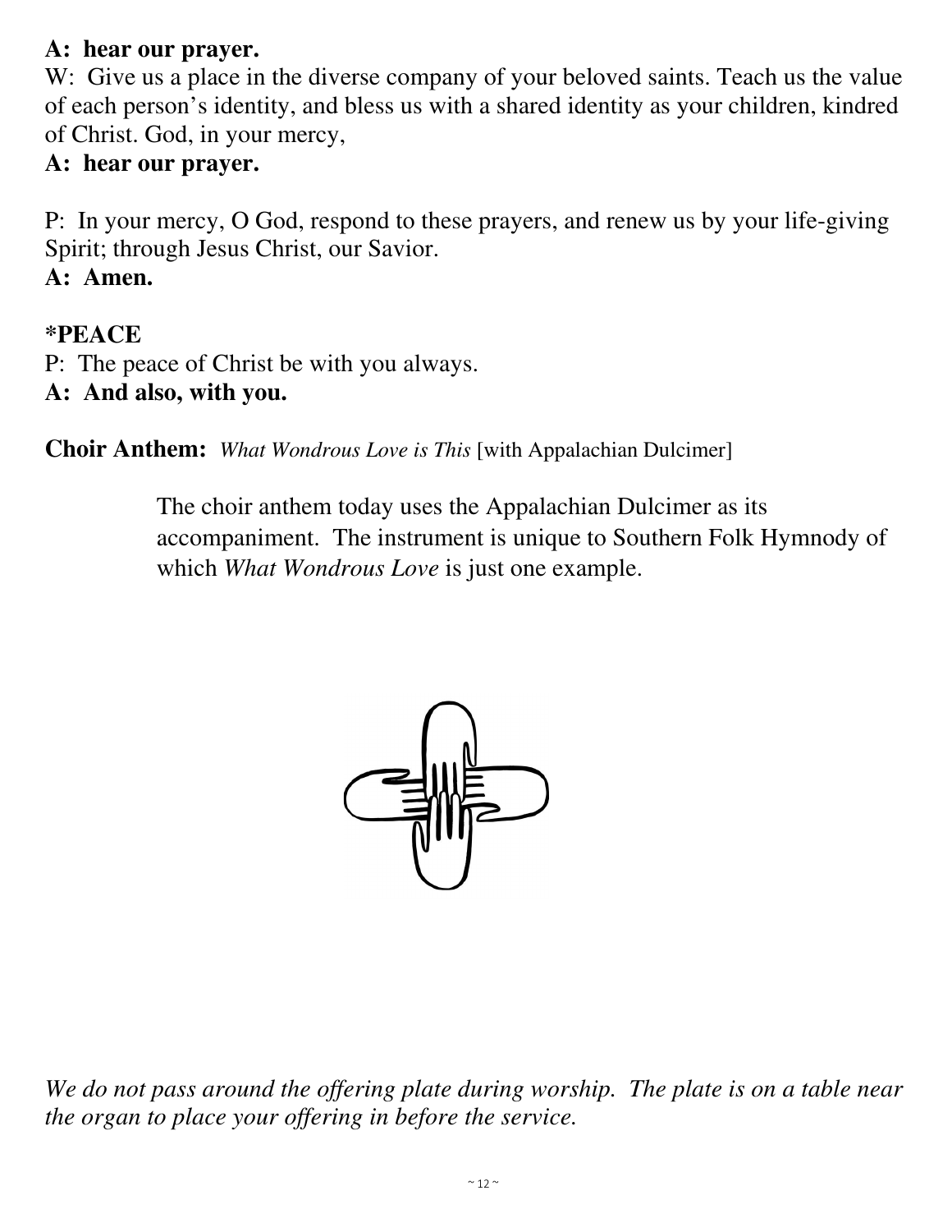**A: hear our prayer.**
W: Give us a place in the diverse company of your beloved saints. Teach us the value of each person's identity, and bless us with a shared identity as your children, kindred of Christ. God, in your mercy,
**A: hear our prayer.**

P: In your mercy, O God, respond to these prayers, and renew us by your life-giving Spirit; through Jesus Christ, our Savior.
**A: Amen.**

**\*PEACE**
P: The peace of Christ be with you always.
**A: And also, with you.**

**Choir Anthem:** *What Wondrous Love is This* [with Appalachian Dulcimer]

> The choir anthem today uses the Appalachian Dulcimer as its accompaniment. The instrument is unique to Southern Folk Hymnody of which *What Wondrous Love* is just one example.

*We do not pass around the offering plate during worship. The plate is on a table near the organ to place your offering in before the service.*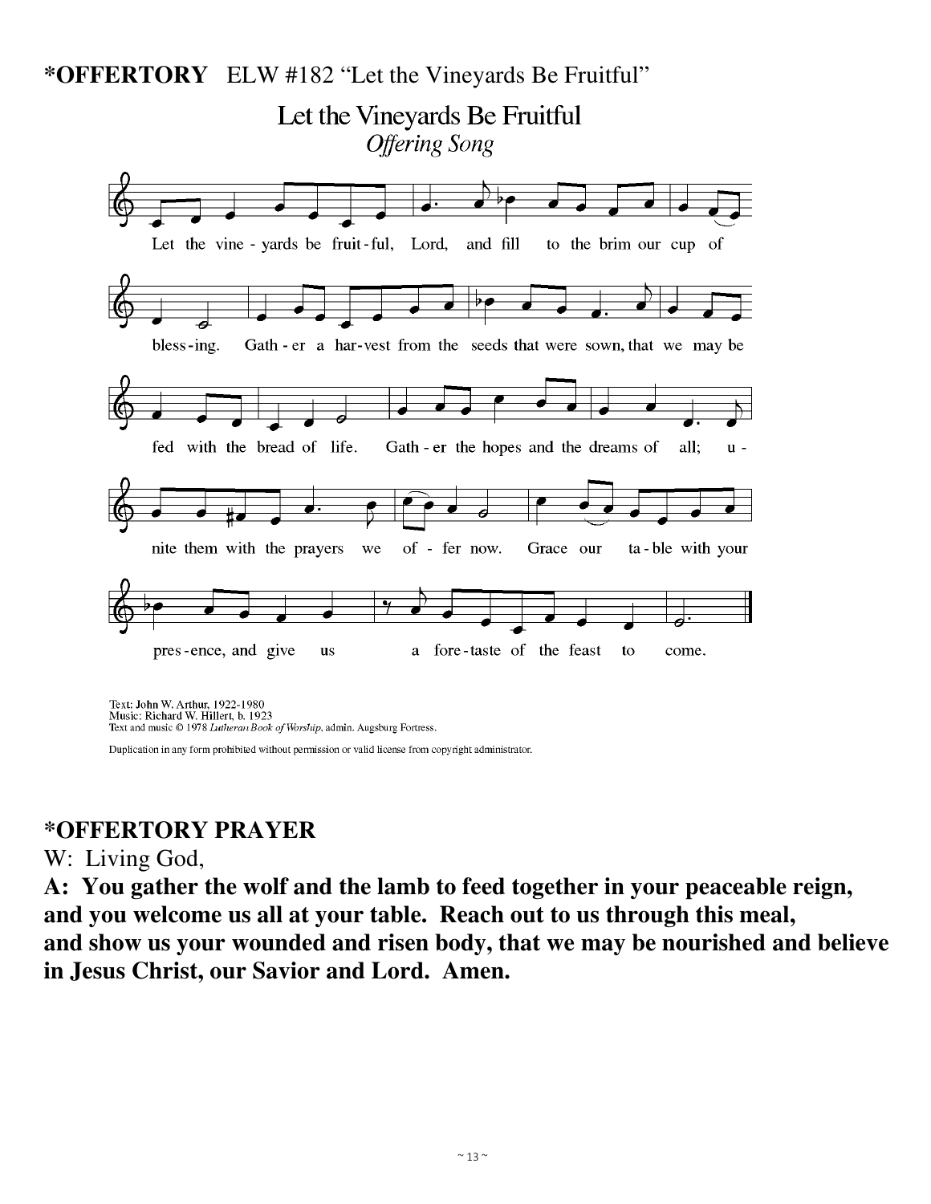**\*OFFERTORY** ELW #182 "Let the Vineyards Be Fruitful"

Let the Vineyards Be Fruitful

*Offering Song*

Let the vine - yards be fruit - ful, Lord, and fill to the brim our cup of bless - ing. Gath - er a har - vest from the seeds that were sown, that we may be fed with the bread of life. Gath - er the hopes and the dreams of all; u - nite them with the prayers we of - fer now. Grace our ta - ble with your pres - ence, and give us a fore - taste of the feast to come.

Text: John W. Arthur, 1922-1980
Music: Richard W. Hillert, b. 1923
Text and music © 1978 *Lutheran Book of Worship*, admin. Augsburg Fortress.

Duplication in any form prohibited without permission or valid license from copyright administrator.

**\*OFFERTORY PRAYER**

W: Living God,

**A: You gather the wolf and the lamb to feed together in your peaceable reign, and you welcome us all at your table. Reach out to us through this meal, and show us your wounded and risen body, that we may be nourished and believe in Jesus Christ, our Savior and Lord. Amen.**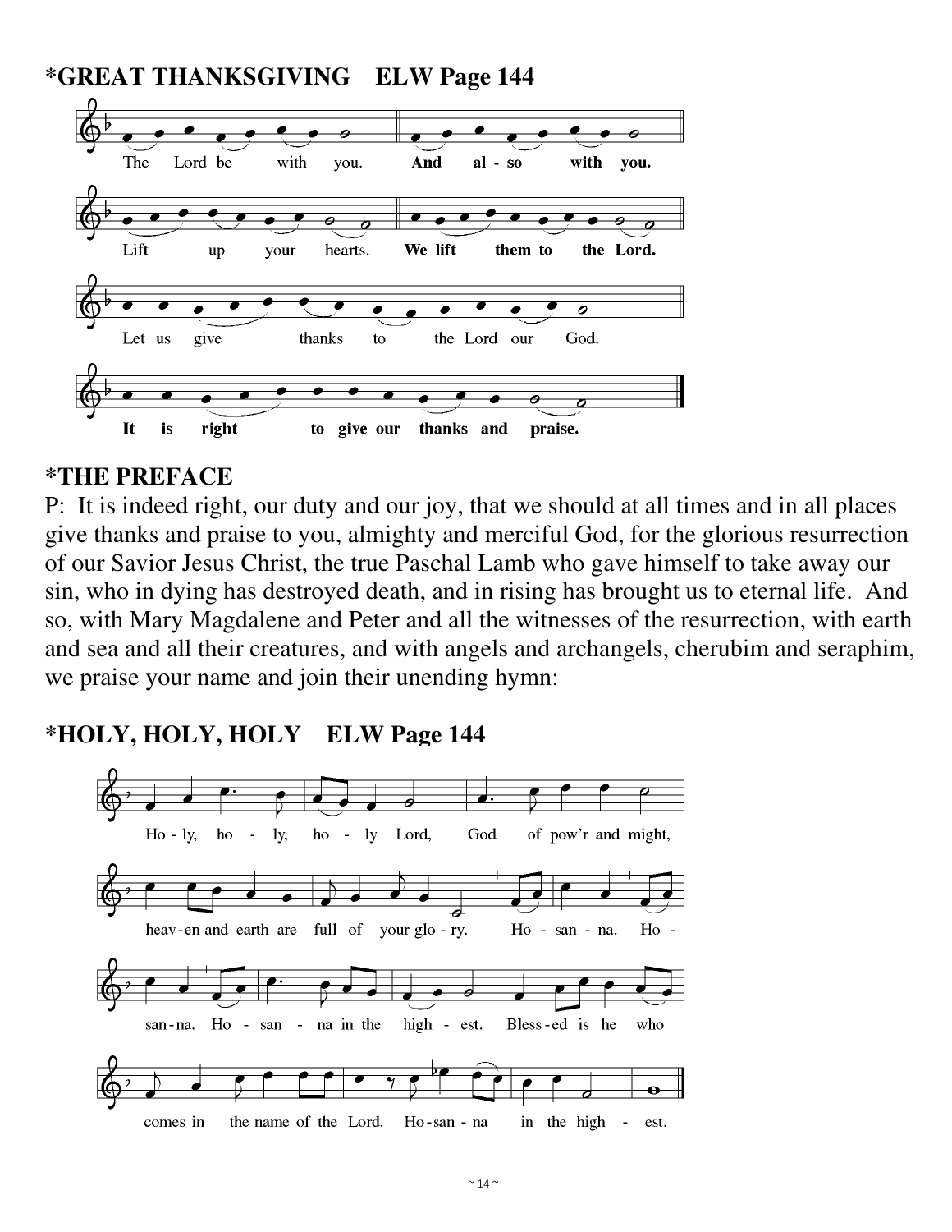## *GREAT THANKSGIVING ELW Page 144

The Lord be with you. **And also with you.**

Lift up your hearts. **We lift them to the Lord.**

Let us give thanks to the Lord our God.

**It is right to give our thanks and praise.**

## *THE PREFACE

P: It is indeed right, our duty and our joy, that we should at all times and in all places give thanks and praise to you, almighty and merciful God, for the glorious resurrection of our Savior Jesus Christ, the true Paschal Lamb who gave himself to take away our sin, who in dying has destroyed death, and in rising has brought us to eternal life. And so, with Mary Magdalene and Peter and all the witnesses of the resurrection, with earth and sea and all their creatures, and with angels and archangels, cherubim and seraphim, we praise your name and join their unending hymn:

## *HOLY, HOLY, HOLY ELW Page 144

Ho - ly, ho - ly, ho - ly Lord, God of pow'r and might, heav-en and earth are full of your glo - ry. Ho - san - na. Ho - san-na. Ho - san - na in the high - est. Bless-ed is he who comes in the name of the Lord. Ho-san - na in the high - est.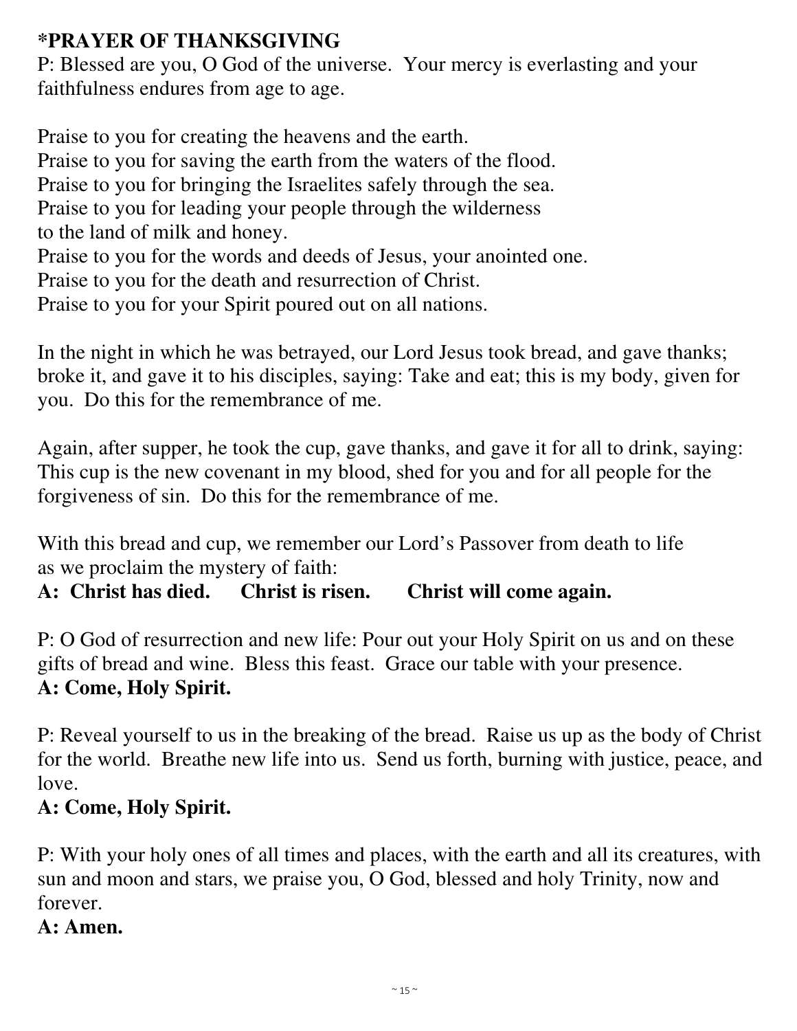## *PRAYER OF THANKSGIVING

P: Blessed are you, O God of the universe. Your mercy is everlasting and your faithfulness endures from age to age.

Praise to you for creating the heavens and the earth.
Praise to you for saving the earth from the waters of the flood.
Praise to you for bringing the Israelites safely through the sea.
Praise to you for leading your people through the wilderness
to the land of milk and honey.
Praise to you for the words and deeds of Jesus, your anointed one.
Praise to you for the death and resurrection of Christ.
Praise to you for your Spirit poured out on all nations.

In the night in which he was betrayed, our Lord Jesus took bread, and gave thanks; broke it, and gave it to his disciples, saying: Take and eat; this is my body, given for you. Do this for the remembrance of me.

Again, after supper, he took the cup, gave thanks, and gave it for all to drink, saying: This cup is the new covenant in my blood, shed for you and for all people for the forgiveness of sin. Do this for the remembrance of me.

With this bread and cup, we remember our Lord's Passover from death to life
as we proclaim the mystery of faith:
**A: Christ has died. Christ is risen. Christ will come again.**

P: O God of resurrection and new life: Pour out your Holy Spirit on us and on these gifts of bread and wine. Bless this feast. Grace our table with your presence.
**A: Come, Holy Spirit.**

P: Reveal yourself to us in the breaking of the bread. Raise us up as the body of Christ for the world. Breathe new life into us. Send us forth, burning with justice, peace, and love.
**A: Come, Holy Spirit.**

P: With your holy ones of all times and places, with the earth and all its creatures, with sun and moon and stars, we praise you, O God, blessed and holy Trinity, now and forever.
**A: Amen.**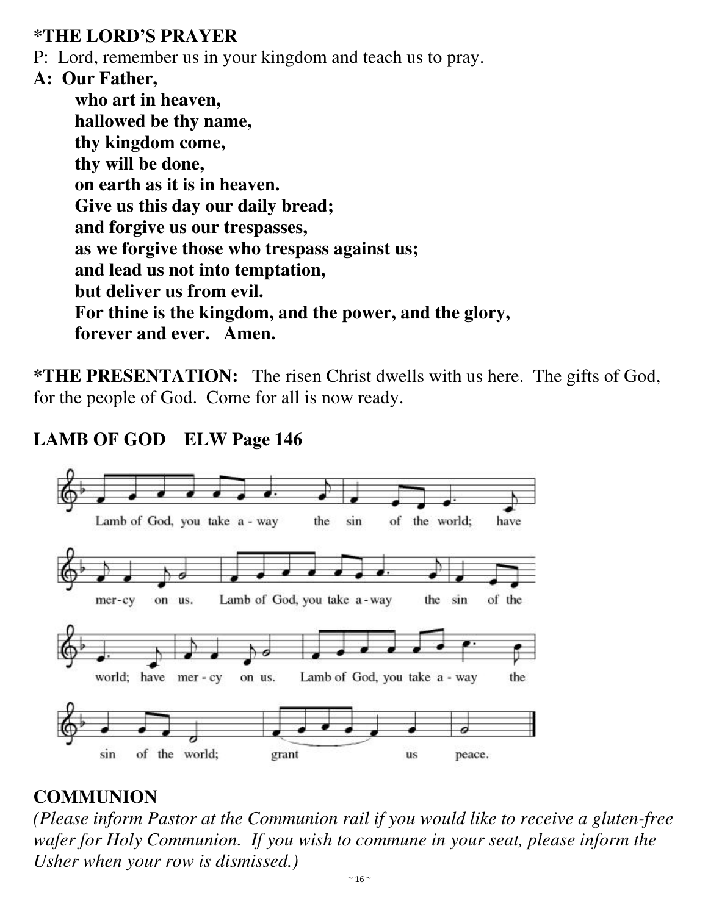**\*THE LORD'S PRAYER**

P: Lord, remember us in your kingdom and teach us to pray.

**A: Our Father,**
**who art in heaven,**
**hallowed be thy name,**
**thy kingdom come,**
**thy will be done,**
**on earth as it is in heaven.**
**Give us this day our daily bread;**
**and forgive us our trespasses,**
**as we forgive those who trespass against us;**
**and lead us not into temptation,**
**but deliver us from evil.**
**For thine is the kingdom, and the power, and the glory,**
**forever and ever. Amen.**

**\*THE PRESENTATION:** The risen Christ dwells with us here. The gifts of God, for the people of God. Come for all is now ready.

## LAMB OF GOD ELW Page 146

Lamb of God, you take away the sin of the world; have mercy on us.
Lamb of God, you take away the sin of the world; have mercy on us.
Lamb of God, you take away the sin of the world; grant us peace.

## COMMUNION

*(Please inform Pastor at the Communion rail if you would like to receive a gluten-free wafer for Holy Communion. If you wish to commune in your seat, please inform the Usher when your row is dismissed.)*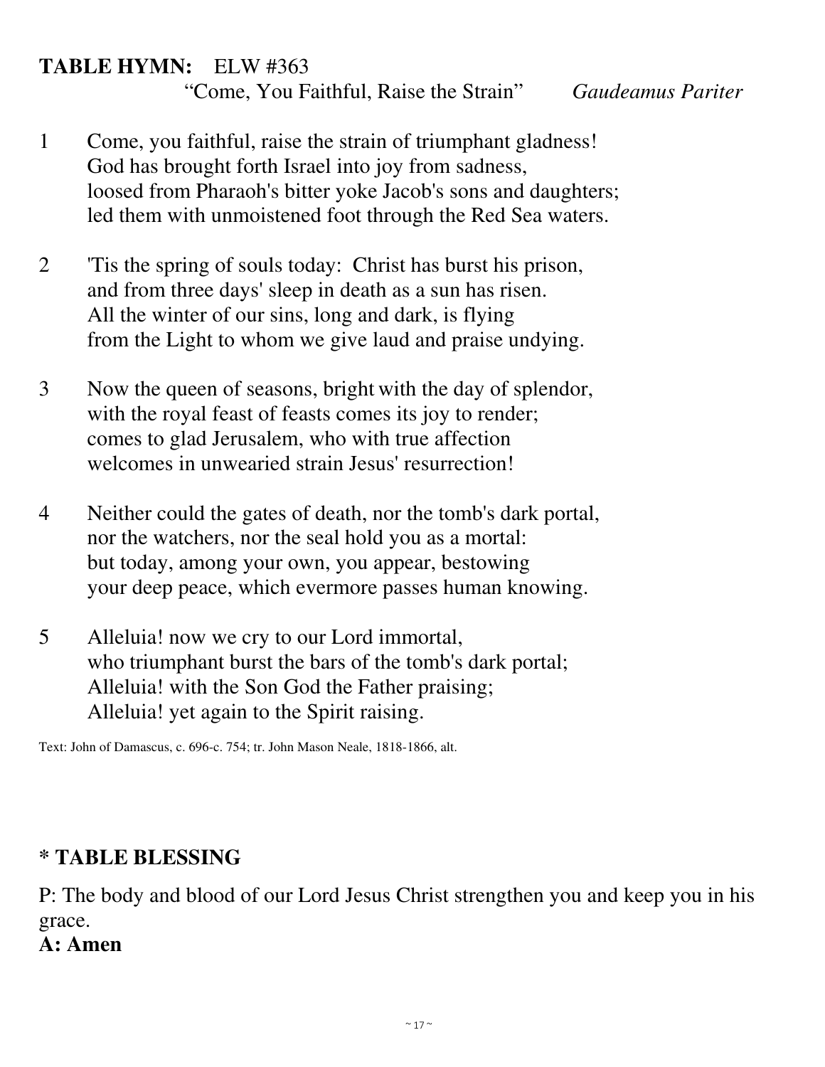**TABLE HYMN:** ELW #363
"Come, You Faithful, Raise the Strain" *Gaudeamus Pariter*

1 Come, you faithful, raise the strain of triumphant gladness!
God has brought forth Israel into joy from sadness,
loosed from Pharaoh's bitter yoke Jacob's sons and daughters;
led them with unmoistened foot through the Red Sea waters.

2 'Tis the spring of souls today: Christ has burst his prison,
and from three days' sleep in death as a sun has risen.
All the winter of our sins, long and dark, is flying
from the Light to whom we give laud and praise undying.

3 Now the queen of seasons, bright with the day of splendor,
with the royal feast of feasts comes its joy to render;
comes to glad Jerusalem, who with true affection
welcomes in unwearied strain Jesus' resurrection!

4 Neither could the gates of death, nor the tomb's dark portal,
nor the watchers, nor the seal hold you as a mortal:
but today, among your own, you appear, bestowing
your deep peace, which evermore passes human knowing.

5 Alleluia! now we cry to our Lord immortal,
who triumphant burst the bars of the tomb's dark portal;
Alleluia! with the Son God the Father praising;
Alleluia! yet again to the Spirit raising.

Text: John of Damascus, c. 696-c. 754; tr. John Mason Neale, 1818-1866, alt.

## * TABLE BLESSING

P: The body and blood of our Lord Jesus Christ strengthen you and keep you in his grace.

**A: Amen**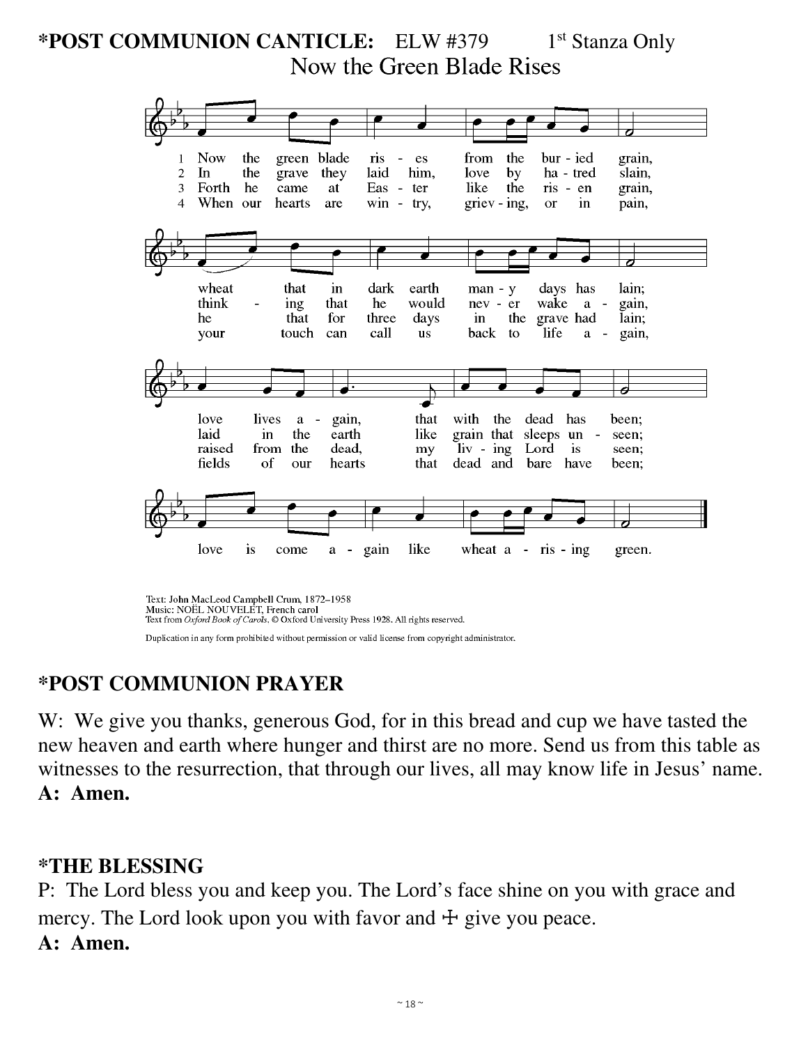**\*POST COMMUNION CANTICLE:** ELW #379 1st Stanza Only

## Now the Green Blade Rises

1 Now the green blade ris - es from the bur - ied grain,
2 In the grave they laid him, love by ha - tred slain,
3 Forth he came at Eas - ter like the ris - en grain,
4 When our hearts are win - try, griev - ing, or in pain,

wheat that in dark earth man - y days has lain;
think - ing that he would nev - er wake a - gain,
he that for three days in the grave had lain;
your touch can call us back to life a - gain,

love lives a - gain, that with the dead has been;
laid in the earth like grain that sleeps un - seen;
raised from the dead, my liv - ing Lord is seen;
fields of our hearts that dead and bare have been;

love is come a - gain like wheat a - ris - ing green.

Text: John MacLeod Campbell Crum, 1872–1958
Music: NOËL NOUVELET, French carol
Text from *Oxford Book of Carols*, © Oxford University Press 1928. All rights reserved.

Duplication in any form prohibited without permission or valid license from copyright administrator.

**\*POST COMMUNION PRAYER**

W: We give you thanks, generous God, for in this bread and cup we have tasted the new heaven and earth where hunger and thirst are no more. Send us from this table as witnesses to the resurrection, that through our lives, all may know life in Jesus' name.
**A: Amen.**

**\*THE BLESSING**

P: The Lord bless you and keep you. The Lord's face shine on you with grace and mercy. The Lord look upon you with favor and ☩ give you peace.
**A: Amen.**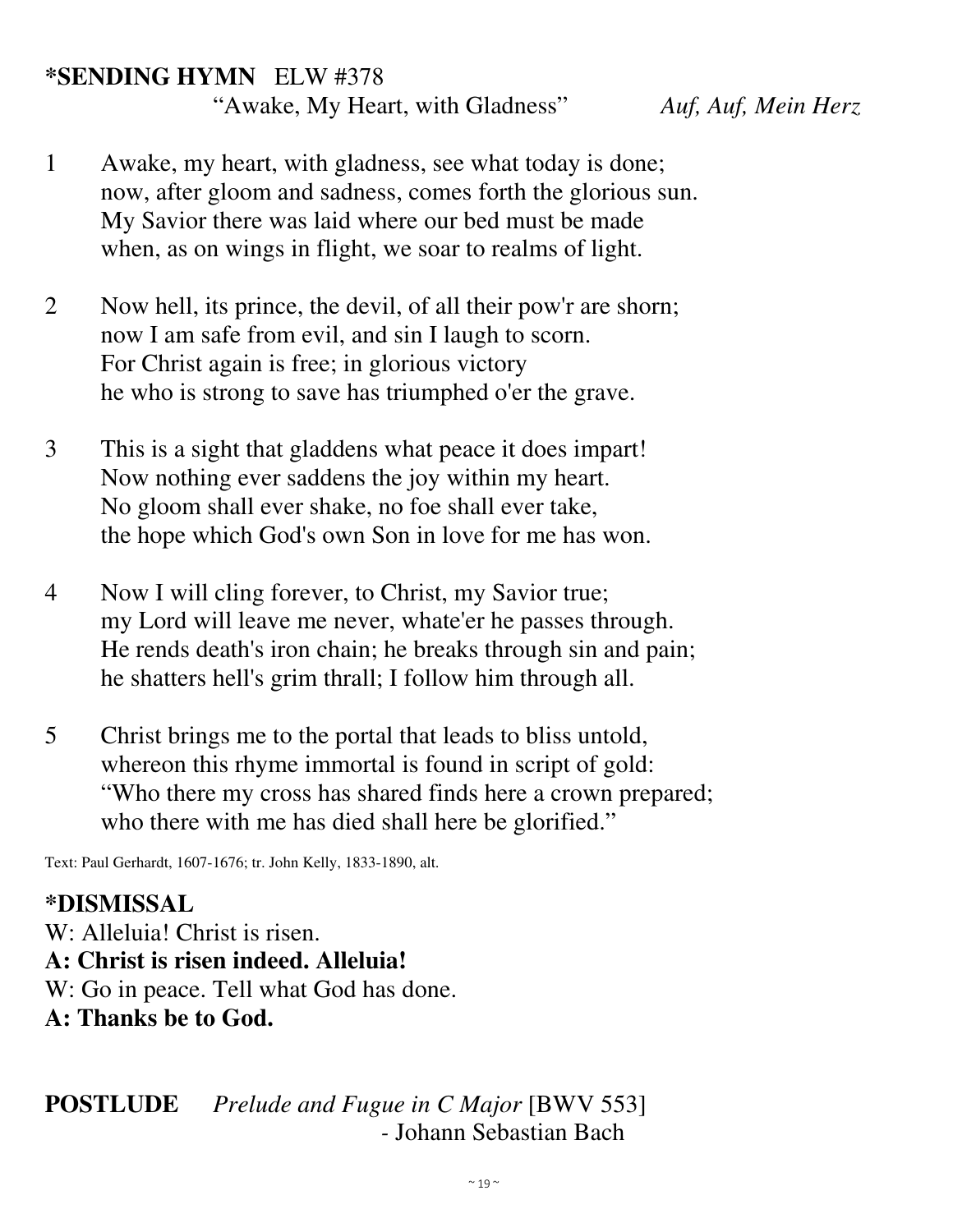**\*SENDING HYMN** ELW #378

"Awake, My Heart, with Gladness" *Auf, Auf, Mein Herz*

1 Awake, my heart, with gladness, see what today is done;
now, after gloom and sadness, comes forth the glorious sun.
My Savior there was laid where our bed must be made
when, as on wings in flight, we soar to realms of light.

2 Now hell, its prince, the devil, of all their pow'r are shorn;
now I am safe from evil, and sin I laugh to scorn.
For Christ again is free; in glorious victory
he who is strong to save has triumphed o'er the grave.

3 This is a sight that gladdens what peace it does impart!
Now nothing ever saddens the joy within my heart.
No gloom shall ever shake, no foe shall ever take,
the hope which God's own Son in love for me has won.

4 Now I will cling forever, to Christ, my Savior true;
my Lord will leave me never, whate'er he passes through.
He rends death's iron chain; he breaks through sin and pain;
he shatters hell's grim thrall; I follow him through all.

5 Christ brings me to the portal that leads to bliss untold,
whereon this rhyme immortal is found in script of gold:
"Who there my cross has shared finds here a crown prepared;
who there with me has died shall here be glorified."

Text: Paul Gerhardt, 1607-1676; tr. John Kelly, 1833-1890, alt.

**\*DISMISSAL**

W: Alleluia! Christ is risen.
**A: Christ is risen indeed. Alleluia!**
W: Go in peace. Tell what God has done.
**A: Thanks be to God.**

**POSTLUDE** *Prelude and Fugue in C Major* [BWV 553]
- Johann Sebastian Bach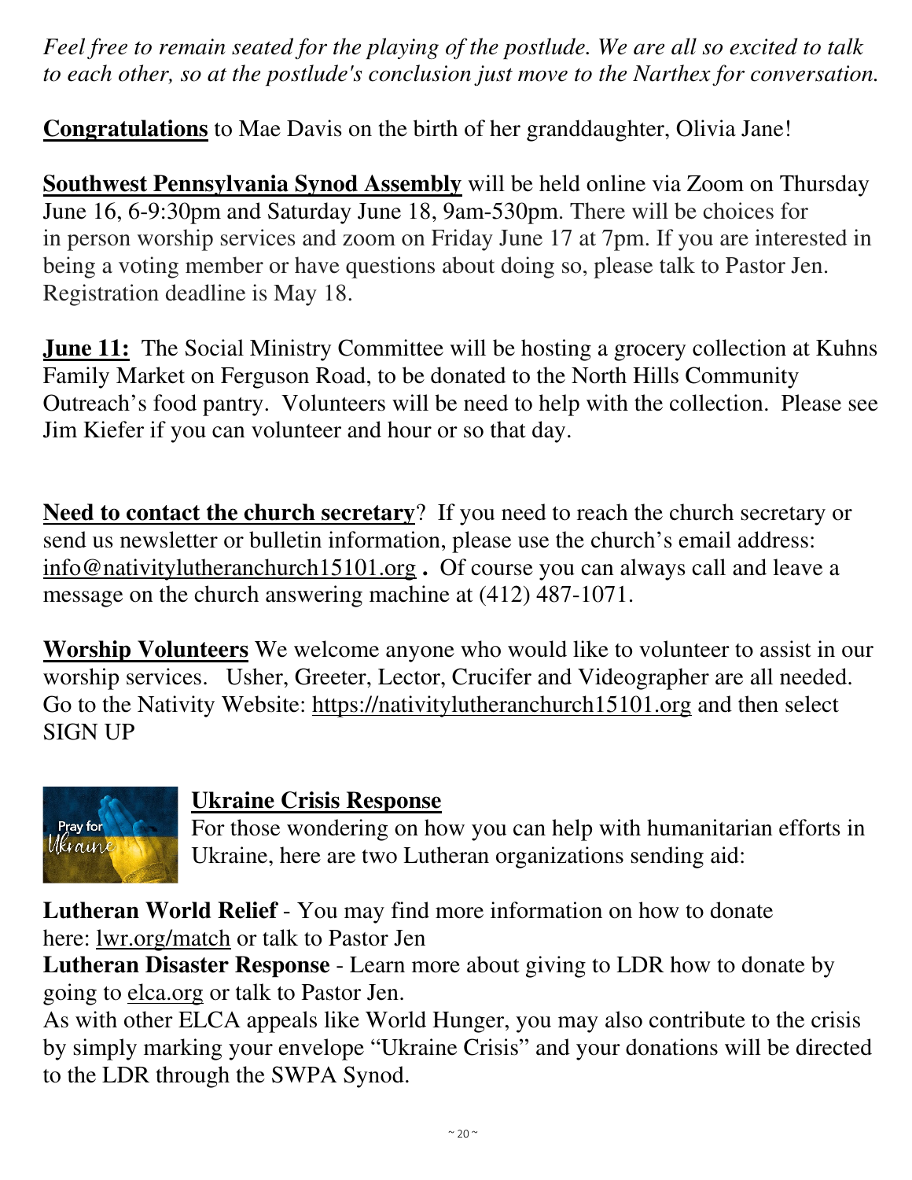*Feel free to remain seated for the playing of the postlude. We are all so excited to talk to each other, so at the postlude's conclusion just move to the Narthex for conversation.*

**Congratulations** to Mae Davis on the birth of her granddaughter, Olivia Jane!

**Southwest Pennsylvania Synod Assembly** will be held online via Zoom on Thursday June 16, 6-9:30pm and Saturday June 18, 9am-530pm. There will be choices for in person worship services and zoom on Friday June 17 at 7pm. If you are interested in being a voting member or have questions about doing so, please talk to Pastor Jen. Registration deadline is May 18.

**June 11:** The Social Ministry Committee will be hosting a grocery collection at Kuhns Family Market on Ferguson Road, to be donated to the North Hills Community Outreach's food pantry. Volunteers will be need to help with the collection. Please see Jim Kiefer if you can volunteer and hour or so that day.

**Need to contact the church secretary**? If you need to reach the church secretary or send us newsletter or bulletin information, please use the church's email address: info@nativitylutheranchurch15101.org **.** Of course you can always call and leave a message on the church answering machine at (412) 487-1071.

**Worship Volunteers** We welcome anyone who would like to volunteer to assist in our worship services. Usher, Greeter, Lector, Crucifer and Videographer are all needed. Go to the Nativity Website: https://nativitylutheranchurch15101.org and then select SIGN UP

**Ukraine Crisis Response**

For those wondering on how you can help with humanitarian efforts in Ukraine, here are two Lutheran organizations sending aid:

**Lutheran World Relief** - You may find more information on how to donate here: lwr.org/match or talk to Pastor Jen

**Lutheran Disaster Response** - Learn more about giving to LDR how to donate by going to elca.org or talk to Pastor Jen.

As with other ELCA appeals like World Hunger, you may also contribute to the crisis by simply marking your envelope "Ukraine Crisis" and your donations will be directed to the LDR through the SWPA Synod.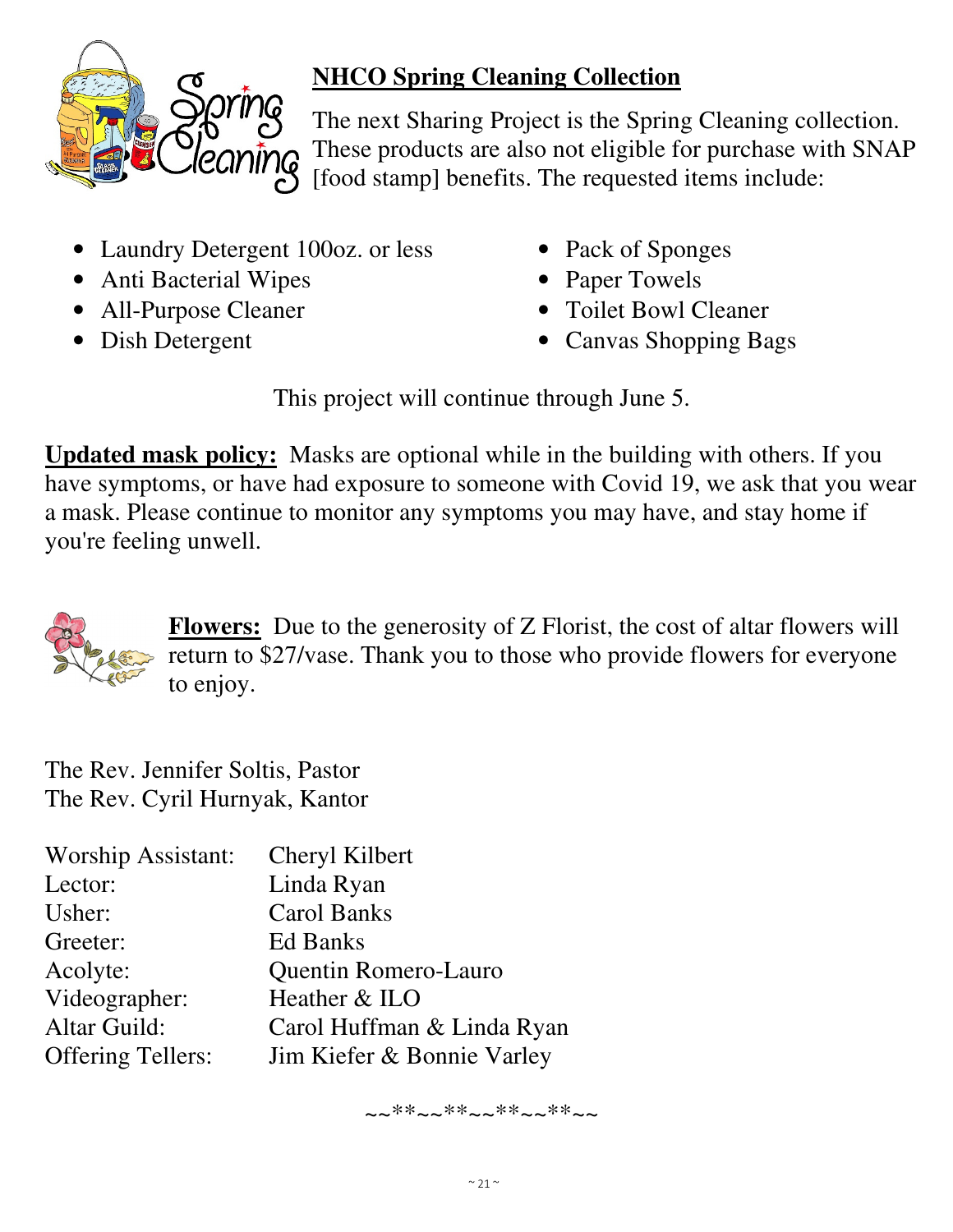## NHCO Spring Cleaning Collection

The next Sharing Project is the Spring Cleaning collection. These products are also not eligible for purchase with SNAP [food stamp] benefits. The requested items include:

- Laundry Detergent 100oz. or less
- Anti Bacterial Wipes
- All-Purpose Cleaner
- Dish Detergent
- Pack of Sponges
- Paper Towels
- Toilet Bowl Cleaner
- Canvas Shopping Bags

This project will continue through June 5.

**Updated mask policy:** Masks are optional while in the building with others. If you have symptoms, or have had exposure to someone with Covid 19, we ask that you wear a mask. Please continue to monitor any symptoms you may have, and stay home if you're feeling unwell.

**Flowers:** Due to the generosity of Z Florist, the cost of altar flowers will return to $27/vase. Thank you to those who provide flowers for everyone to enjoy.

The Rev. Jennifer Soltis, Pastor
The Rev. Cyril Hurnyak, Kantor

| | |
|---|---|
| Worship Assistant: | Cheryl Kilbert |
| Lector: | Linda Ryan |
| Usher: | Carol Banks |
| Greeter: | Ed Banks |
| Acolyte: | Quentin Romero-Lauro |
| Videographer: | Heather & ILO |
| Altar Guild: | Carol Huffman & Linda Ryan |
| Offering Tellers: | Jim Kiefer & Bonnie Varley |

~~**~~**~~**~~**~~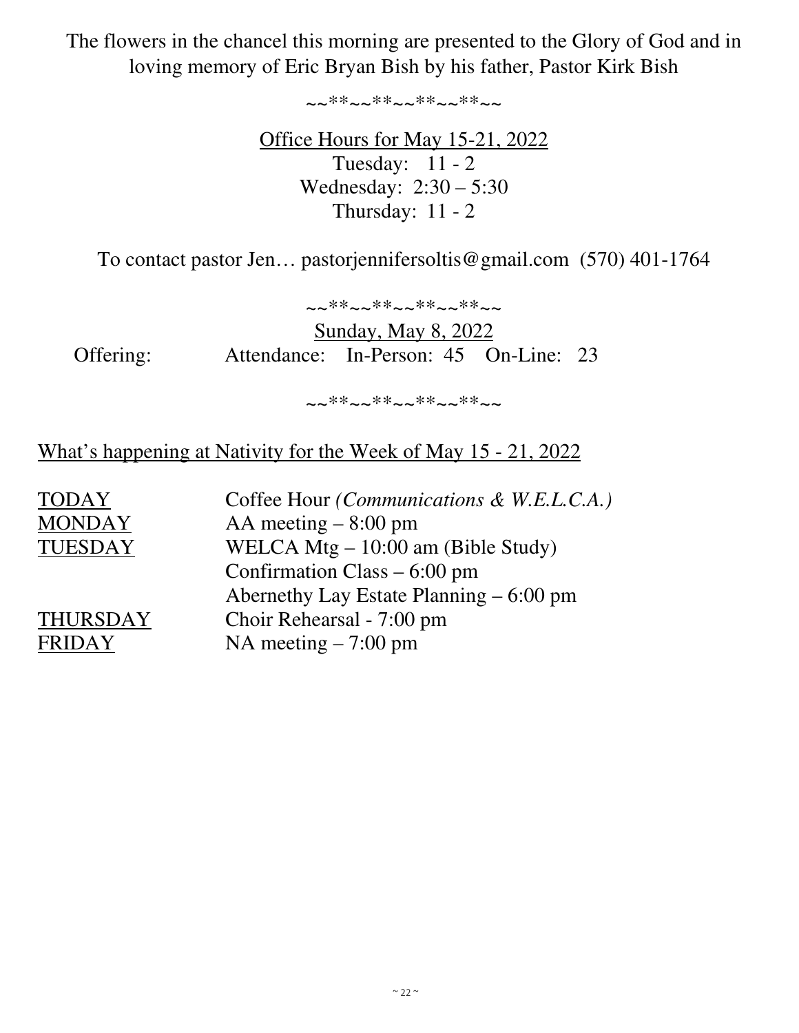The flowers in the chancel this morning are presented to the Glory of God and in loving memory of Eric Bryan Bish by his father, Pastor Kirk Bish

~~**~~**~~**~~**~~

Office Hours for May 15-21, 2022

Tuesday: 11 - 2

Wednesday: 2:30 – 5:30

Thursday: 11 - 2

To contact pastor Jen… pastorjennifersoltis@gmail.com (570) 401-1764

~~**~~**~~**~~**~~

Sunday, May 8, 2022

Offering: Attendance: In-Person: 45 On-Line: 23

~~**~~**~~**~~**~~

What's happening at Nativity for the Week of May 15 - 21, 2022

| | |
|---|---|
| TODAY | Coffee Hour *(Communications & W.E.L.C.A.)* |
| MONDAY | AA meeting – 8:00 pm |
| TUESDAY | WELCA Mtg – 10:00 am (Bible Study) |
| | Confirmation Class – 6:00 pm |
| | Abernethy Lay Estate Planning – 6:00 pm |
| THURSDAY | Choir Rehearsal - 7:00 pm |
| FRIDAY | NA meeting – 7:00 pm |